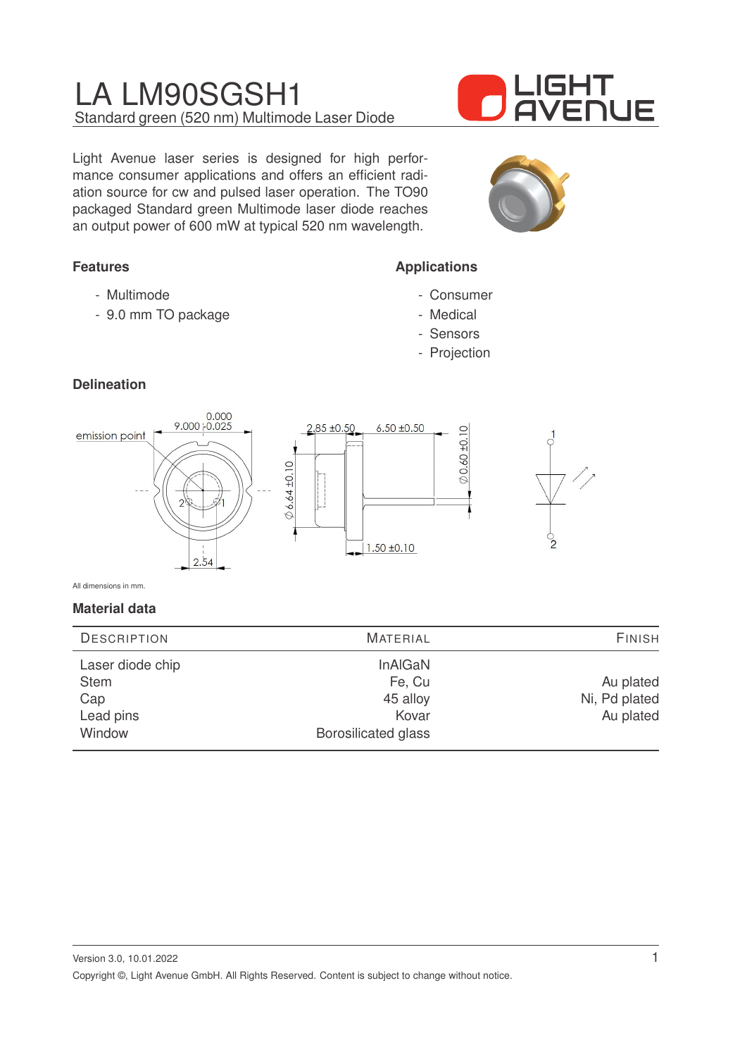# LA LM90SGSH1

Standard green (520 nm) Multimode Laser Diode

Light Avenue laser series is designed for high performance consumer applications and offers an efficient radiation source for cw and pulsed laser operation. The TO90 packaged Standard green Multimode laser diode reaches an output power of 600 mW at typical 520 nm wavelength.

### Features

- Multimode
- 9.0 mm TO package

### Applications

- Consumer
- Medical
- Sensors
- Projection

### Delineation

All dimensions in mm.

### Material data

| Description | Material | Finish |
|---|---|---|
| Laser diode chip | InAlGaN | |
| Stem | Fe, Cu | Au plated |
| Cap | 45 alloy | Ni, Pd plated |
| Lead pins | Kovar | Au plated |
| Window | Borosilicated glass | |

Version 3.0, 10.01.2022

Copyright ©, Light Avenue GmbH. All Rights Reserved. Content is subject to change without notice.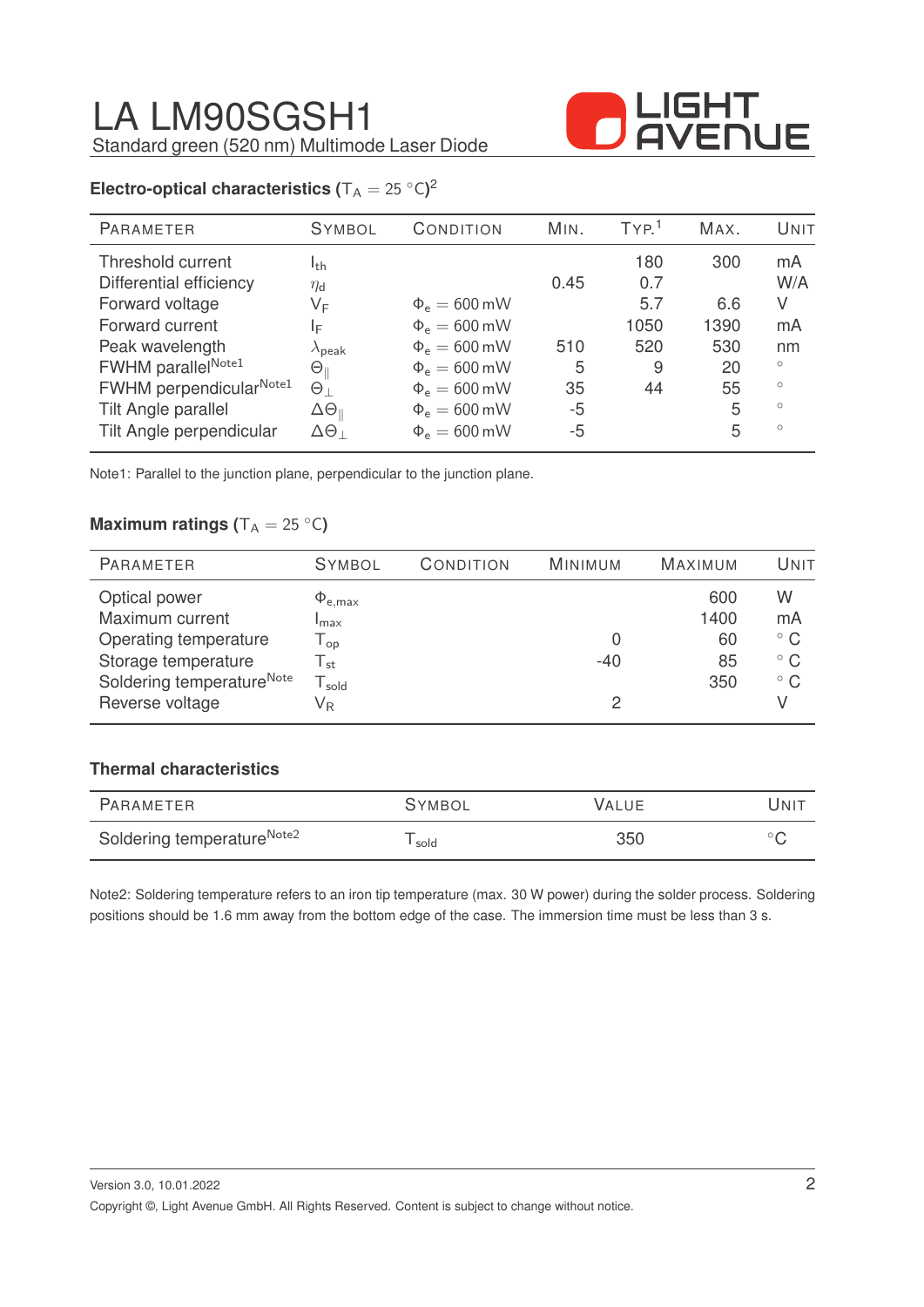# LA LM90SGSH1

Standard green (520 nm) Multimode Laser Diode

### Electro-optical characteristics ($T_A = 25\ ^\circ C$)[2]

| Parameter | Symbol | Condition | Min. | Typ.[1] | Max. | Unit |
|---|---|---|---|---|---|---|
| Threshold current | $I_{th}$ | | | 180 | 300 | mA |
| Differential efficiency | $\eta_d$ | | 0.45 | 0.7 | | W/A |
| Forward voltage | $V_F$ | $\Phi_e = 600\,\text{mW}$ | | 5.7 | 6.6 | V |
| Forward current | $I_F$ | $\Phi_e = 600\,\text{mW}$ | | 1050 | 1390 | mA |
| Peak wavelength | $\lambda_{peak}$ | $\Phi_e = 600\,\text{mW}$ | 510 | 520 | 530 | nm |
| FWHM parallel[Note1] | $\Theta_{\parallel}$ | $\Phi_e = 600\,\text{mW}$ | 5 | 9 | 20 | ° |
| FWHM perpendicular[Note1] | $\Theta_{\perp}$ | $\Phi_e = 600\,\text{mW}$ | 35 | 44 | 55 | ° |
| Tilt Angle parallel | $\Delta\Theta_{\parallel}$ | $\Phi_e = 600\,\text{mW}$ | -5 | | 5 | ° |
| Tilt Angle perpendicular | $\Delta\Theta_{\perp}$ | $\Phi_e = 600\,\text{mW}$ | -5 | | 5 | ° |

Note1: Parallel to the junction plane, perpendicular to the junction plane.

### Maximum ratings ($T_A = 25\ ^\circ C$)

| Parameter | Symbol | Condition | Minimum | Maximum | Unit |
|---|---|---|---|---|---|
| Optical power | $\Phi_{e,max}$ | | | 600 | W |
| Maximum current | $I_{max}$ | | | 1400 | mA |
| Operating temperature | $T_{op}$ | | 0 | 60 | °C |
| Storage temperature | $T_{st}$ | | -40 | 85 | °C |
| Soldering temperature[Note] | $T_{sold}$ | | | 350 | °C |
| Reverse voltage | $V_R$ | | 2 | | V |

### Thermal characteristics

| Parameter | Symbol | Value | Unit |
|---|---|---|---|
| Soldering temperature[Note2] | $T_{sold}$ | 350 | °C |

Note2: Soldering temperature refers to an iron tip temperature (max. 30 W power) during the solder process. Soldering positions should be 1.6 mm away from the bottom edge of the case. The immersion time must be less than 3 s.

Version 3.0, 10.01.2022

Copyright ©, Light Avenue GmbH. All Rights Reserved. Content is subject to change without notice.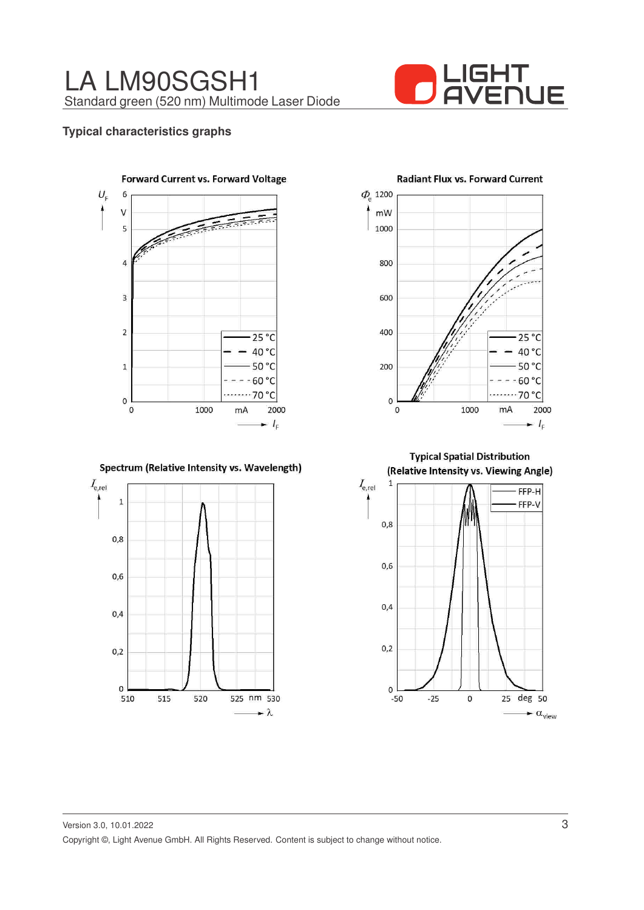# LA LM90SGSH1

Standard green (520 nm) Multimode Laser Diode

## Typical characteristics graphs

**Forward Current vs. Forward Voltage**

**Radiant Flux vs. Forward Current**

**Spectrum (Relative Intensity vs. Wavelength)**

**Typical Spatial Distribution (Relative Intensity vs. Viewing Angle)**

Version 3.0, 10.01.2022

Copyright ©, Light Avenue GmbH. All Rights Reserved. Content is subject to change without notice.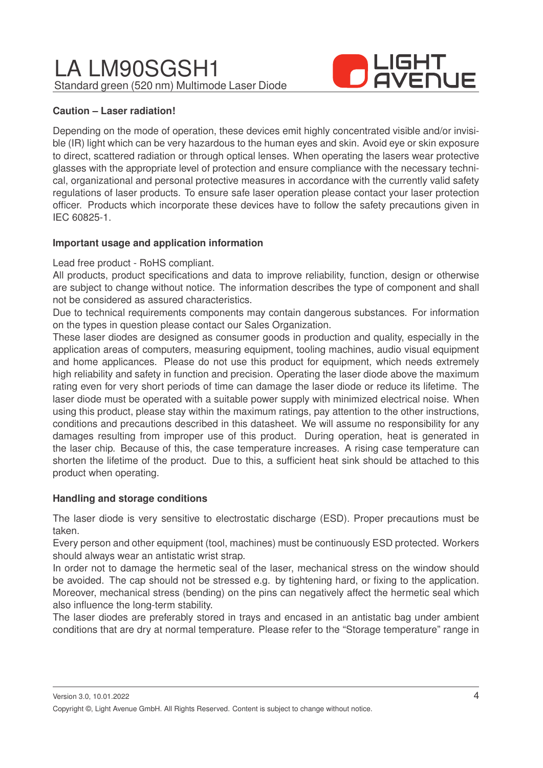**Caution – Laser radiation!**

Depending on the mode of operation, these devices emit highly concentrated visible and/or invisible (IR) light which can be very hazardous to the human eyes and skin. Avoid eye or skin exposure to direct, scattered radiation or through optical lenses. When operating the lasers wear protective glasses with the appropriate level of protection and ensure compliance with the necessary technical, organizational and personal protective measures in accordance with the currently valid safety regulations of laser products. To ensure safe laser operation please contact your laser protection officer. Products which incorporate these devices have to follow the safety precautions given in IEC 60825-1.

**Important usage and application information**

Lead free product - RoHS compliant.
All products, product specifications and data to improve reliability, function, design or otherwise are subject to change without notice. The information describes the type of component and shall not be considered as assured characteristics.
Due to technical requirements components may contain dangerous substances. For information on the types in question please contact our Sales Organization.
These laser diodes are designed as consumer goods in production and quality, especially in the application areas of computers, measuring equipment, tooling machines, audio visual equipment and home appliances. Please do not use this product for equipment, which needs extremely high reliability and safety in function and precision. Operating the laser diode above the maximum rating even for very short periods of time can damage the laser diode or reduce its lifetime. The laser diode must be operated with a suitable power supply with minimized electrical noise. When using this product, please stay within the maximum ratings, pay attention to the other instructions, conditions and precautions described in this datasheet. We will assume no responsibility for any damages resulting from improper use of this product. During operation, heat is generated in the laser chip. Because of this, the case temperature increases. A rising case temperature can shorten the lifetime of the product. Due to this, a sufficient heat sink should be attached to this product when operating.

**Handling and storage conditions**

The laser diode is very sensitive to electrostatic discharge (ESD). Proper precautions must be taken.
Every person and other equipment (tool, machines) must be continuously ESD protected. Workers should always wear an antistatic wrist strap.
In order not to damage the hermetic seal of the laser, mechanical stress on the window should be avoided. The cap should not be stressed e.g. by tightening hard, or fixing to the application. Moreover, mechanical stress (bending) on the pins can negatively affect the hermetic seal which also influence the long-term stability.
The laser diodes are preferably stored in trays and encased in an antistatic bag under ambient conditions that are dry at normal temperature. Please refer to the “Storage temperature” range in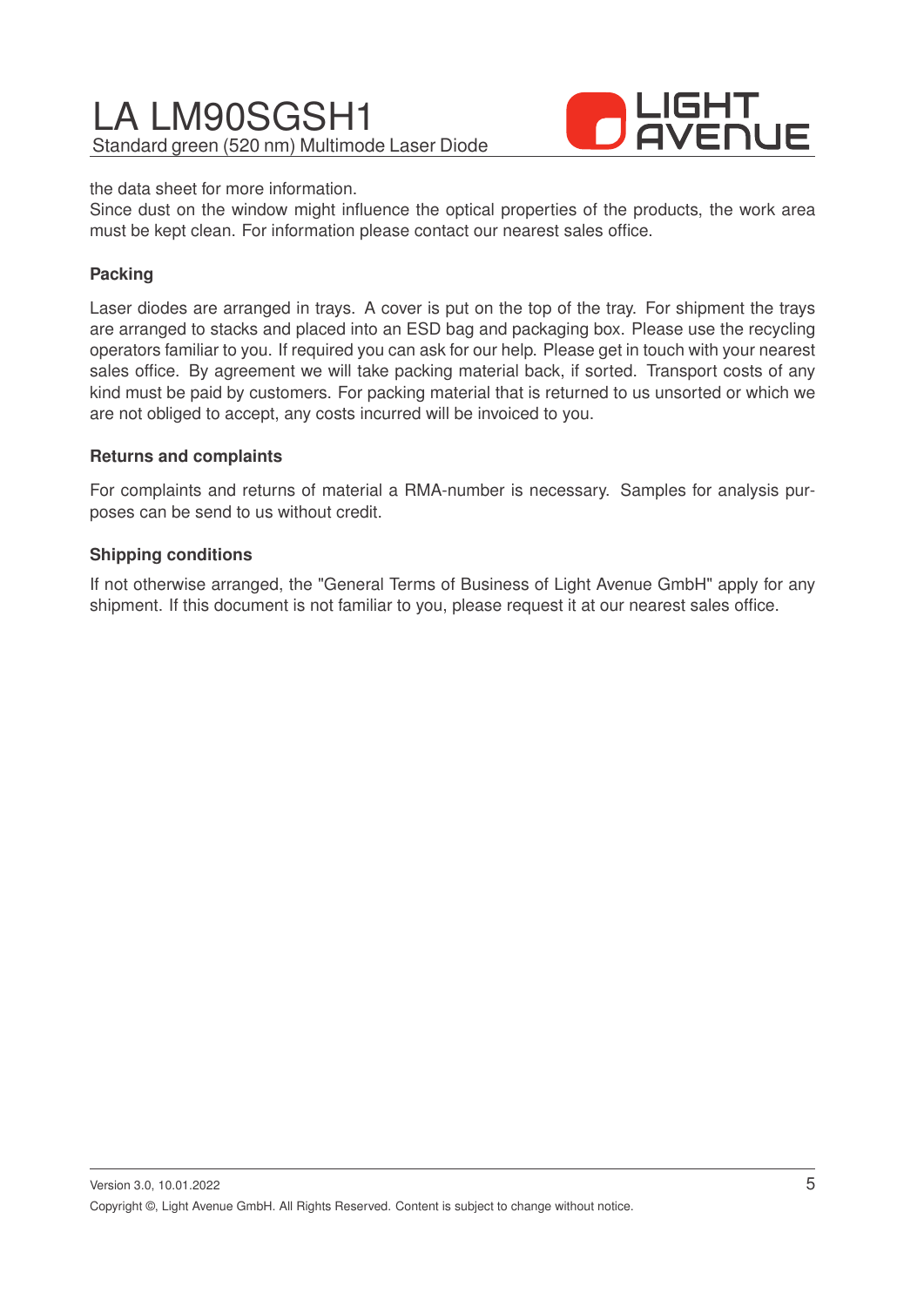the data sheet for more information.

Since dust on the window might influence the optical properties of the products, the work area must be kept clean. For information please contact our nearest sales office.

**Packing**

Laser diodes are arranged in trays. A cover is put on the top of the tray. For shipment the trays are arranged to stacks and placed into an ESD bag and packaging box. Please use the recycling operators familiar to you. If required you can ask for our help. Please get in touch with your nearest sales office. By agreement we will take packing material back, if sorted. Transport costs of any kind must be paid by customers. For packing material that is returned to us unsorted or which we are not obliged to accept, any costs incurred will be invoiced to you.

**Returns and complaints**

For complaints and returns of material a RMA-number is necessary. Samples for analysis purposes can be send to us without credit.

**Shipping conditions**

If not otherwise arranged, the "General Terms of Business of Light Avenue GmbH" apply for any shipment. If this document is not familiar to you, please request it at our nearest sales office.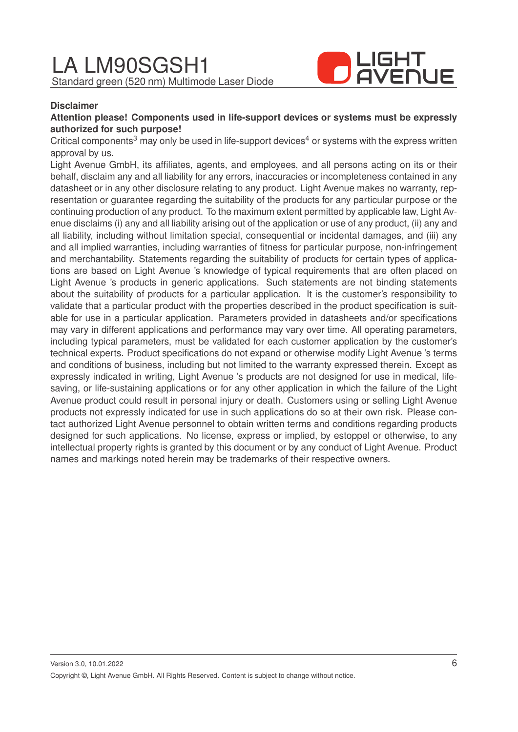**Disclaimer**

**Attention please! Components used in life-support devices or systems must be expressly authorized for such purpose!**

Critical components[3] may only be used in life-support devices[4] or systems with the express written approval by us.

Light Avenue GmbH, its affiliates, agents, and employees, and all persons acting on its or their behalf, disclaim any and all liability for any errors, inaccuracies or incompleteness contained in any datasheet or in any other disclosure relating to any product. Light Avenue makes no warranty, representation or guarantee regarding the suitability of the products for any particular purpose or the continuing production of any product. To the maximum extent permitted by applicable law, Light Avenue disclaims (i) any and all liability arising out of the application or use of any product, (ii) any and all liability, including without limitation special, consequential or incidental damages, and (iii) any and all implied warranties, including warranties of fitness for particular purpose, non-infringement and merchantability. Statements regarding the suitability of products for certain types of applications are based on Light Avenue 's knowledge of typical requirements that are often placed on Light Avenue 's products in generic applications. Such statements are not binding statements about the suitability of products for a particular application. It is the customer's responsibility to validate that a particular product with the properties described in the product specification is suitable for use in a particular application. Parameters provided in datasheets and/or specifications may vary in different applications and performance may vary over time. All operating parameters, including typical parameters, must be validated for each customer application by the customer's technical experts. Product specifications do not expand or otherwise modify Light Avenue 's terms and conditions of business, including but not limited to the warranty expressed therein. Except as expressly indicated in writing, Light Avenue 's products are not designed for use in medical, life-saving, or life-sustaining applications or for any other application in which the failure of the Light Avenue product could result in personal injury or death. Customers using or selling Light Avenue products not expressly indicated for use in such applications do so at their own risk. Please contact authorized Light Avenue personnel to obtain written terms and conditions regarding products designed for such applications. No license, express or implied, by estoppel or otherwise, to any intellectual property rights is granted by this document or by any conduct of Light Avenue. Product names and markings noted herein may be trademarks of their respective owners.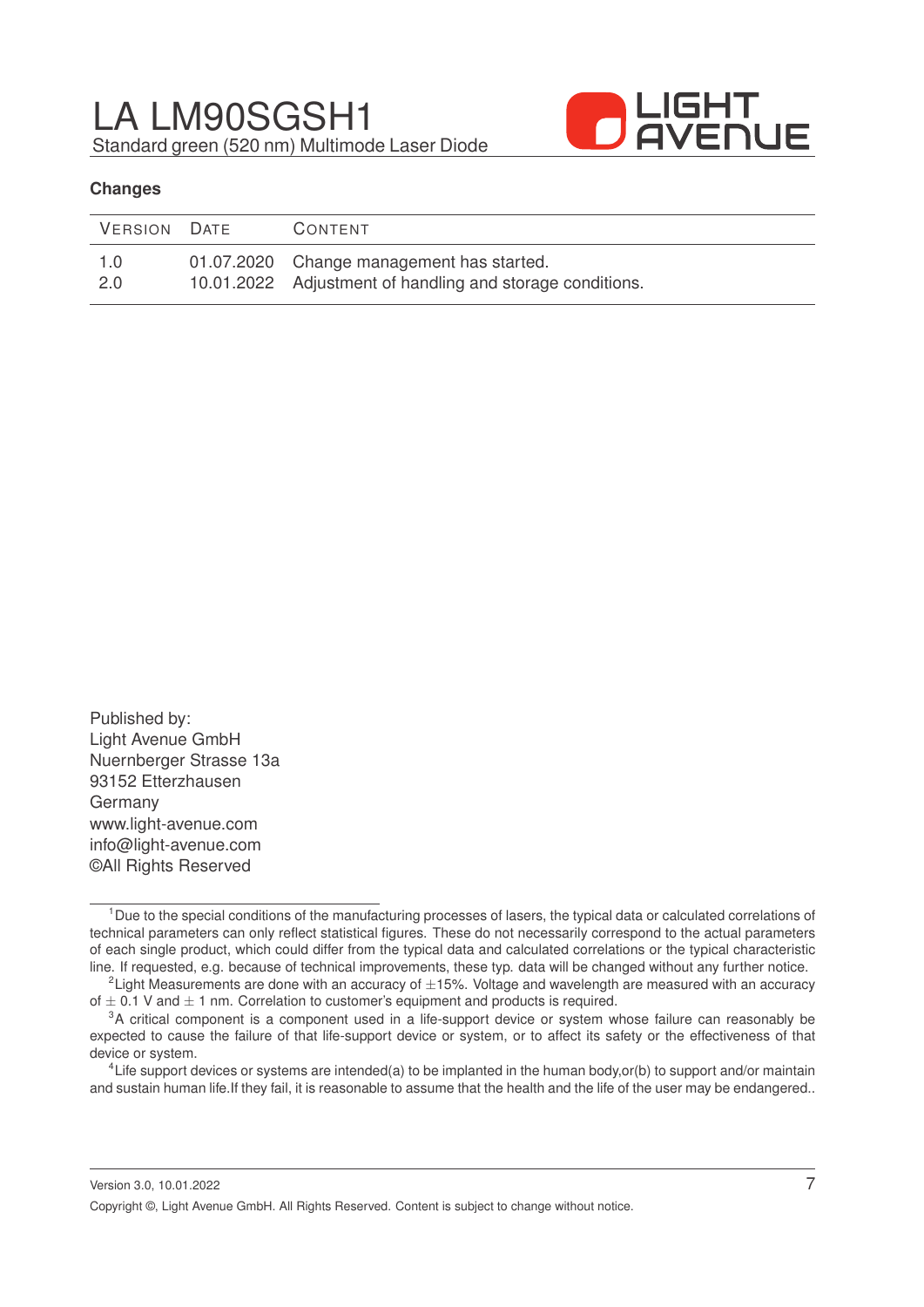**Changes**

| VERSION | DATE | CONTENT |
|---|---|---|
| 1.0 | 01.07.2020 | Change management has started. |
| 2.0 | 10.01.2022 | Adjustment of handling and storage conditions. |

Published by:
Light Avenue GmbH
Nuernberger Strasse 13a
93152 Etterzhausen
Germany
www.light-avenue.com
info@light-avenue.com
©All Rights Reserved

[1] Due to the special conditions of the manufacturing processes of lasers, the typical data or calculated correlations of technical parameters can only reflect statistical figures. These do not necessarily correspond to the actual parameters of each single product, which could differ from the typical data and calculated correlations or the typical characteristic line. If requested, e.g. because of technical improvements, these typ. data will be changed without any further notice.

[2] Light Measurements are done with an accuracy of $\pm$15%. Voltage and wavelength are measured with an accuracy of $\pm$ 0.1 V and $\pm$ 1 nm. Correlation to customer's equipment and products is required.

[3] A critical component is a component used in a life-support device or system whose failure can reasonably be expected to cause the failure of that life-support device or system, or to affect its safety or the effectiveness of that device or system.

[4] Life support devices or systems are intended(a) to be implanted in the human body,or(b) to support and/or maintain and sustain human life.If they fail, it is reasonable to assume that the health and the life of the user may be endangered..